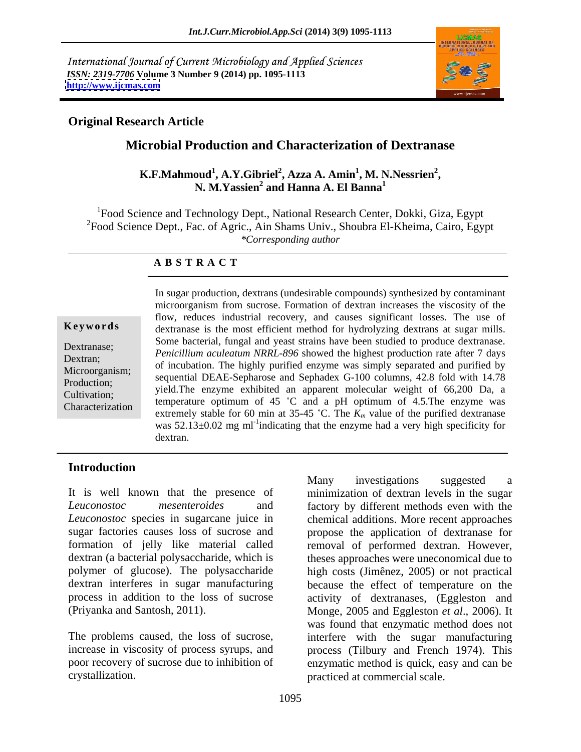International Journal of Current Microbiology and Applied Sciences
*ISSN: 2319-7706* Volume 3 Number 9 (2014) pp. 1095-1113
http://www.ijcmas.com

**Original Research Article**

# Microbial Production and Characterization of Dextranase

**K.F.Mahmoud[1], A.Y.Gibriel[2], Azza A. Amin[1], M. N.Nessrien[2], N. M.Yassien[2] and Hanna A. El Banna[1]**

[1]Food Science and Technology Dept., National Research Center, Dokki, Giza, Egypt
[2]Food Science Dept., Fac. of Agric., Ain Shams Univ., Shoubra El-Kheima, Cairo, Egypt
*\*Corresponding author*

## A B S T R A C T

**Keywords**

Dextranase; Dextran; Microorganism; Production; Cultivation; Characterization

In sugar production, dextrans (undesirable compounds) synthesized by contaminant microorganism from sucrose. Formation of dextran increases the viscosity of the flow, reduces industrial recovery, and causes significant losses. The use of dextranase is the most efficient method for hydrolyzing dextrans at sugar mills. Some bacterial, fungal and yeast strains have been studied to produce dextranase. *Penicillium aculeatum NRRL-896* showed the highest production rate after 7 days of incubation. The highly purified enzyme was simply separated and purified by sequential DEAE-Sepharose and Sephadex G-100 columns, 42.8 fold with 14.78 yield.The enzyme exhibited an apparent molecular weight of 66,200 Da, a temperature optimum of 45 ˚C and a pH optimum of 4.5.The enzyme was extremely stable for 60 min at 35-45 ˚C. The $K_m$ value of the purified dextranase was 52.13±0.02 mg ml$^{-1}$indicating that the enzyme had a very high specificity for dextran.

## Introduction

It is well known that the presence of *Leuconostoc mesenteroides* and *Leuconostoc* species in sugarcane juice in sugar factories causes loss of sucrose and formation of jelly like material called dextran (a bacterial polysaccharide, which is polymer of glucose). The polysaccharide dextran interferes in sugar manufacturing process in addition to the loss of sucrose (Priyanka and Santosh, 2011).

The problems caused, the loss of sucrose, increase in viscosity of process syrups, and poor recovery of sucrose due to inhibition of crystallization.

Many investigations suggested a minimization of dextran levels in the sugar factory by different methods even with the chemical additions. More recent approaches propose the application of dextranase for removal of performed dextran. However, theses approaches were uneconomical due to high costs (Jimênez, 2005) or not practical because the effect of temperature on the activity of dextranases, (Eggleston and Monge, 2005 and Eggleston *et al*., 2006). It was found that enzymatic method does not interfere with the sugar manufacturing process (Tilbury and French 1974). This enzymatic method is quick, easy and can be practiced at commercial scale.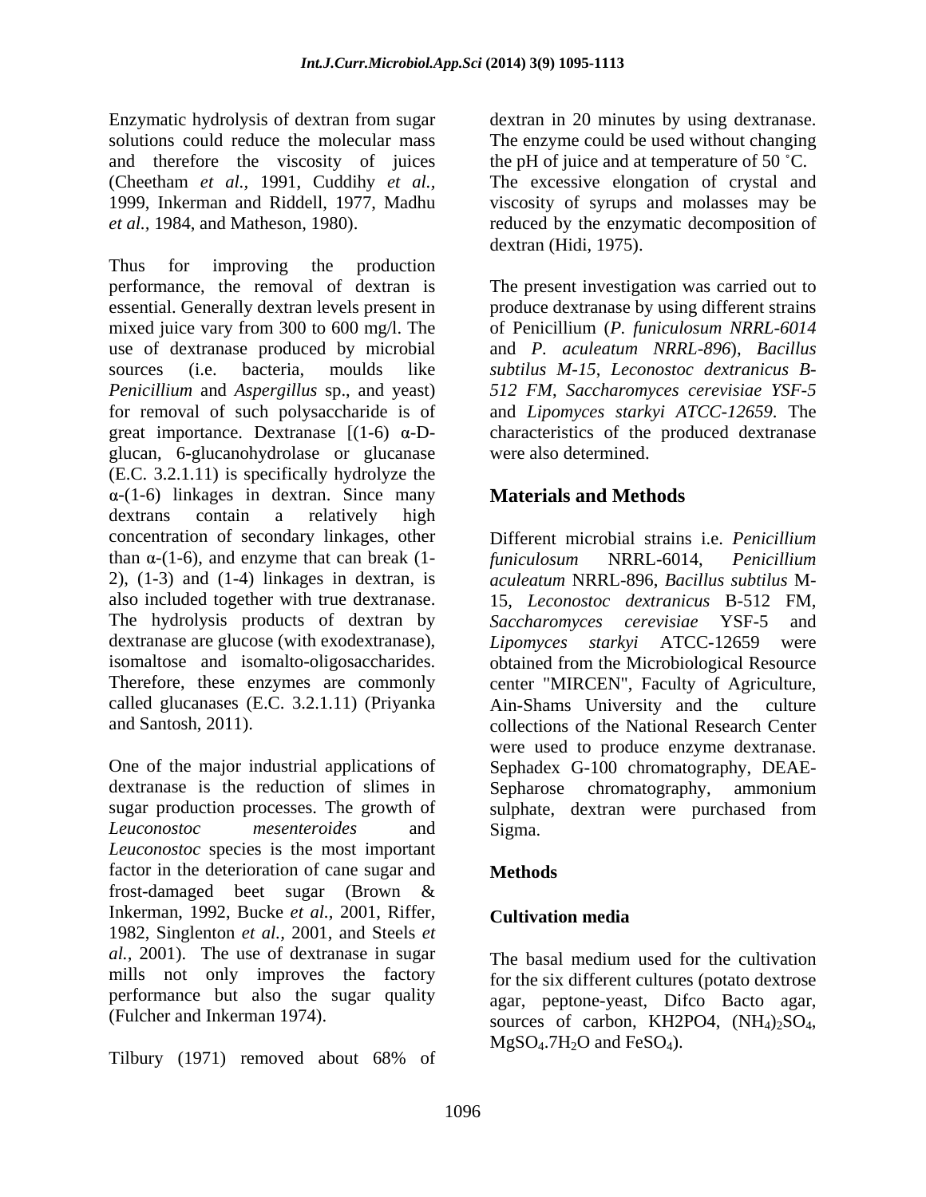Enzymatic hydrolysis of dextran from sugar solutions could reduce the molecular mass and therefore the viscosity of juices (Cheetham *et al.*, 1991, Cuddihy *et al.*, 1999, Inkerman and Riddell, 1977, Madhu *et al.*, 1984, and Matheson, 1980).

Thus for improving the production performance, the removal of dextran is essential. Generally dextran levels present in mixed juice vary from 300 to 600 mg/l. The use of dextranase produced by microbial sources (i.e. bacteria, moulds like *Penicillium* and *Aspergillus* sp., and yeast) for removal of such polysaccharide is of great importance. Dextranase [(1-6) α-D-glucan, 6-glucanohydrolase or glucanase (E.C. 3.2.1.11) is specifically hydrolyze the α-(1-6) linkages in dextran. Since many dextrans contain a relatively high concentration of secondary linkages, other than α-(1-6), and enzyme that can break (1-2), (1-3) and (1-4) linkages in dextran, is also included together with true dextranase. The hydrolysis products of dextran by dextranase are glucose (with exodextranase), isomaltose and isomalto-oligosaccharides. Therefore, these enzymes are commonly called glucanases (E.C. 3.2.1.11) (Priyanka and Santosh, 2011).

One of the major industrial applications of dextranase is the reduction of slimes in sugar production processes. The growth of *Leuconostoc mesenteroides* and *Leuconostoc* species is the most important factor in the deterioration of cane sugar and frost-damaged beet sugar (Brown & Inkerman, 1992, Bucke *et al.*, 2001, Riffer, 1982, Singlenton *et al.*, 2001, and Steels *et al.*, 2001). The use of dextranase in sugar mills not only improves the factory performance but also the sugar quality (Fulcher and Inkerman 1974).

Tilbury (1971) removed about 68% of dextran in 20 minutes by using dextranase. The enzyme could be used without changing the pH of juice and at temperature of 50 ˚C. The excessive elongation of crystal and viscosity of syrups and molasses may be reduced by the enzymatic decomposition of dextran (Hidi, 1975).

The present investigation was carried out to produce dextranase by using different strains of Penicillium (*P. funiculosum NRRL-6014* and *P. aculeatum NRRL-896*), *Bacillus subtilus M-15*, *Leconostoc dextranicus B-512 FM*, *Saccharomyces cerevisiae YSF-5* and *Lipomyces starkyi ATCC-12659*. The characteristics of the produced dextranase were also determined.

## Materials and Methods

Different microbial strains i.e. *Penicillium funiculosum* NRRL-6014, *Penicillium aculeatum* NRRL-896, *Bacillus subtilus* M-15, *Leconostoc dextranicus* B-512 FM, *Saccharomyces cerevisiae* YSF-5 and *Lipomyces starkyi* ATCC-12659 were obtained from the Microbiological Resource center "MIRCEN", Faculty of Agriculture, Ain-Shams University and the culture collections of the National Research Center were used to produce enzyme dextranase. Sephadex G-100 chromatography, DEAE-Sepharose chromatography, ammonium sulphate, dextran were purchased from Sigma.

### Methods

### Cultivation media

The basal medium used for the cultivation for the six different cultures (potato dextrose agar, peptone-yeast, Difco Bacto agar, sources of carbon, KH2PO4, $(NH_4)_2SO_4$, $MgSO_4.7H_2O$ and $FeSO_4$).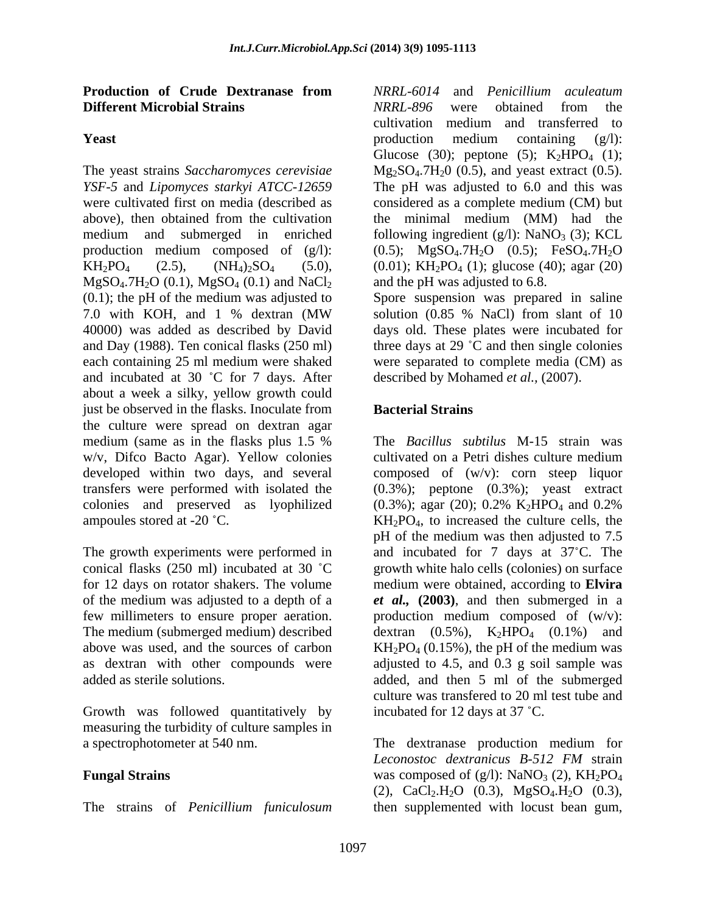## Production of Crude Dextranase from Different Microbial Strains

### Yeast

The yeast strains *Saccharomyces cerevisiae YSF-5* and *Lipomyces starkyi ATCC-12659* were cultivated first on media (described as above), then obtained from the cultivation medium and submerged in enriched production medium composed of (g/l): $KH_2PO_4$ (2.5), $(NH_4)_2SO_4$ (5.0), $MgSO_4.7H_2O$ (0.1), $MgSO_4$ (0.1) and $NaCl_2$ (0.1); the pH of the medium was adjusted to 7.0 with KOH, and 1 % dextran (MW 40000) was added as described by David and Day (1988). Ten conical flasks (250 ml) each containing 25 ml medium were shaked and incubated at 30 ˚C for 7 days. After about a week a silky, yellow growth could just be observed in the flasks. Inoculate from the culture were spread on dextran agar medium (same as in the flasks plus 1.5 % w/v, Difco Bacto Agar). Yellow colonies developed within two days, and several transfers were performed with isolated the colonies and preserved as lyophilized ampoules stored at -20 ˚C.

The growth experiments were performed in conical flasks (250 ml) incubated at 30 ˚C for 12 days on rotator shakers. The volume of the medium was adjusted to a depth of a few millimeters to ensure proper aeration. The medium (submerged medium) described above was used, and the sources of carbon as dextran with other compounds were added as sterile solutions.

Growth was followed quantitatively by measuring the turbidity of culture samples in a spectrophotometer at 540 nm.

### Fungal Strains

The strains of *Penicillium funiculosum NRRL-6014* and *Penicillium aculeatum NRRL-896* were obtained from the cultivation medium and transferred to production medium containing (g/l): Glucose (30); peptone (5); $K_2HPO_4$ (1); $Mg_2SO_4.7H_20$ (0.5), and yeast extract (0.5). The pH was adjusted to 6.0 and this was considered as a complete medium (CM) but the minimal medium (MM) had the following ingredient (g/l): $NaNO_3$ (3); KCL (0.5); $MgSO_4.7H_2O$ (0.5); $FeSO_4.7H_2O$ (0.01); $KH_2PO_4$ (1); glucose (40); agar (20) and the pH was adjusted to 6.8.

Spore suspension was prepared in saline solution (0.85 % NaCl) from slant of 10 days old. These plates were incubated for three days at 29 ˚C and then single colonies were separated to complete media (CM) as described by Mohamed *et al.*, (2007).

### Bacterial Strains

The *Bacillus subtilus* M-15 strain was cultivated on a Petri dishes culture medium composed of (w/v): corn steep liquor (0.3%); peptone (0.3%); yeast extract (0.3%); agar (20); 0.2% $K_2HPO_4$ and 0.2% $KH_2PO_4$, to increased the culture cells, the pH of the medium was then adjusted to 7.5 and incubated for 7 days at 37˚C. The growth white halo cells (colonies) on surface medium were obtained, according to **Elvira *et al.*, (2003)**, and then submerged in a production medium composed of (w/v): dextran (0.5%), $K_2HPO_4$ (0.1%) and $KH_2PO_4$ (0.15%), the pH of the medium was adjusted to 4.5, and 0.3 g soil sample was added, and then 5 ml of the submerged culture was transfered to 20 ml test tube and incubated for 12 days at 37 ˚C.

The dextranase production medium for *Leconostoc dextranicus B-512 FM* strain was composed of (g/l): $NaNO_3$ (2), $KH_2PO_4$ (2), $CaCl_2.H_2O$ (0.3), $MgSO_4.H_2O$ (0.3), then supplemented with locust bean gum,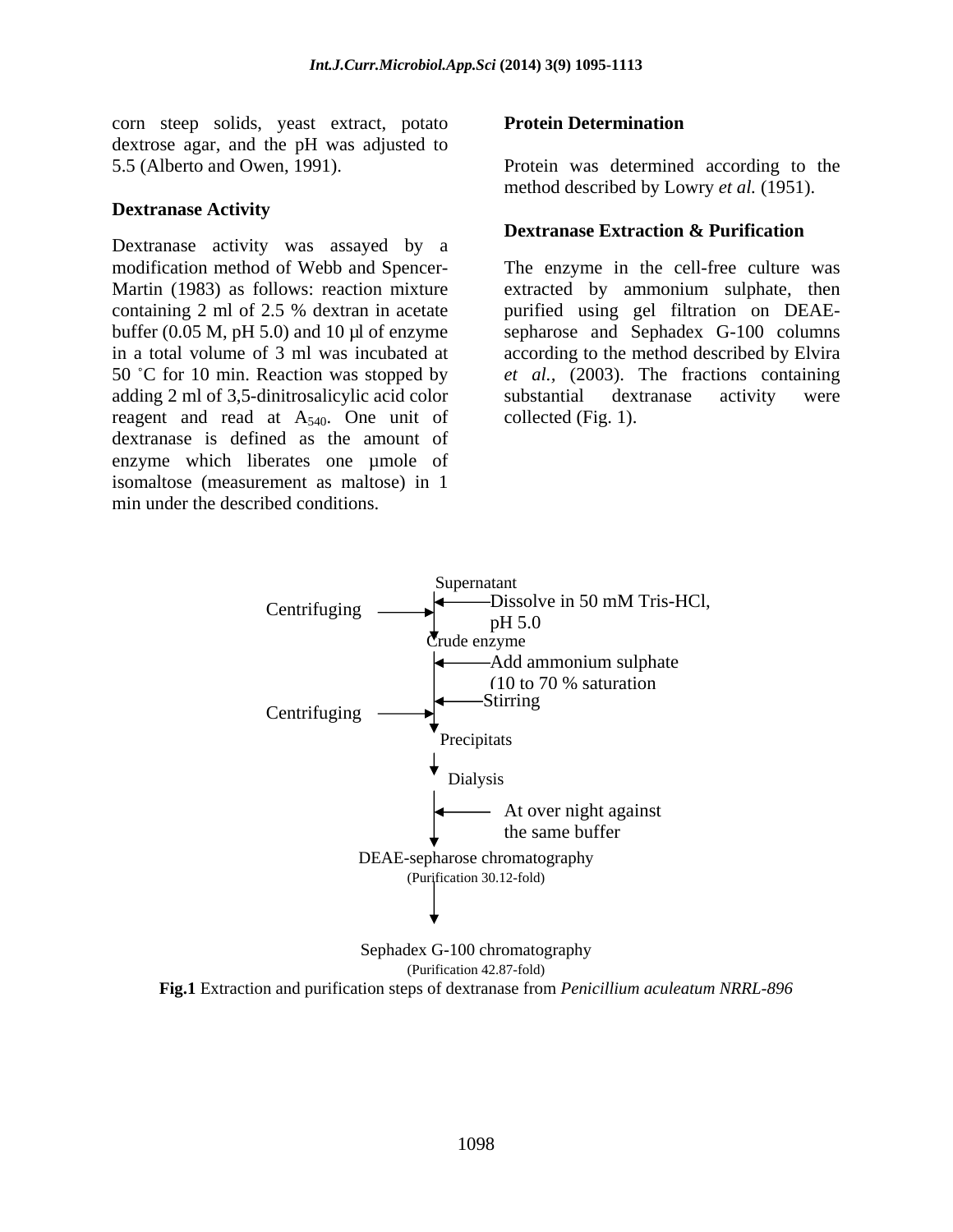corn steep solids, yeast extract, potato dextrose agar, and the pH was adjusted to 5.5 (Alberto and Owen, 1991).

**Dextranase Activity**

Dextranase activity was assayed by a modification method of Webb and Spencer-Martin (1983) as follows: reaction mixture containing 2 ml of 2.5 % dextran in acetate buffer (0.05 M, pH 5.0) and 10 µl of enzyme in a total volume of 3 ml was incubated at 50 ˚C for 10 min. Reaction was stopped by adding 2 ml of 3,5-dinitrosalicylic acid color reagent and read at $A_{540}$. One unit of dextranase is defined as the amount of enzyme which liberates one µmole of isomaltose (measurement as maltose) in 1 min under the described conditions.

**Protein Determination**

Protein was determined according to the method described by Lowry *et al.* (1951).

**Dextranase Extraction & Purification**

The enzyme in the cell-free culture was extracted by ammonium sulphate, then purified using gel filtration on DEAE-sepharose and Sephadex G-100 columns according to the method described by Elvira *et al.,* (2003). The fractions containing substantial dextranase activity were collected (Fig. 1).

Supernatant

Centrifuging → ← Dissolve in 50 mM Tris-HCl, pH 5.0

Crude enzyme

← Add ammonium sulphate (10 to 70 % saturation

Centrifuging → ← Stirring

Precipitats

Dialysis

← At over night against the same buffer

DEAE-sepharose chromatography (Purification 30.12-fold)

Sephadex G-100 chromatography (Purification 42.87-fold)

**Fig.1** Extraction and purification steps of dextranase from *Penicillium aculeatum NRRL-896*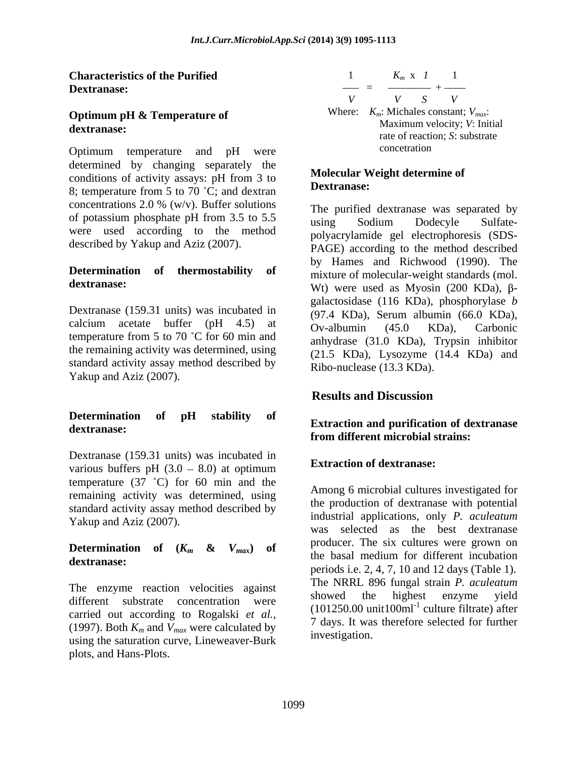### Characteristics of the Purified Dextranase:

#### Optimum pH & Temperature of dextranase:

Optimum temperature and pH were determined by changing separately the conditions of activity assays: pH from 3 to 8; temperature from 5 to 70 ˚C; and dextran concentrations 2.0 % (w/v). Buffer solutions of potassium phosphate pH from 3.5 to 5.5 were used according to the method described by Yakup and Aziz (2007).

#### Determination of thermostability of dextranase:

Dextranase (159.31 units) was incubated in calcium acetate buffer (pH 4.5) at temperature from 5 to 70 ˚C for 60 min and the remaining activity was determined, using standard activity assay method described by Yakup and Aziz (2007).

#### Determination of pH stability of dextranase:

Dextranase (159.31 units) was incubated in various buffers pH (3.0 – 8.0) at optimum temperature (37 ˚C) for 60 min and the remaining activity was determined, using standard activity assay method described by Yakup and Aziz (2007).

#### Determination of ($K_m$ & $V_{max}$) of dextranase:

The enzyme reaction velocities against different substrate concentration were carried out according to Rogalski *et al.*, (1997). Both $K_m$ and $V_{max}$ were calculated by using the saturation curve, Lineweaver-Burk plots, and Hans-Plots.

$$\frac{1}{V} = \frac{K_m \times 1}{V \quad S} + \frac{1}{V}$$

Where: $K_m$: Michales constant; $V_{max}$: Maximum velocity; $V$: Initial rate of reaction; $S$: substrate concetration

#### Molecular Weight determine of Dextranase:

The purified dextranase was separated by using Sodium Dodecyle Sulfate-polyacrylamide gel electrophoresis (SDS-PAGE) according to the method described by Hames and Richwood (1990). The mixture of molecular-weight standards (mol. Wt) were used as Myosin (200 KDa), β-galactosidase (116 KDa), phosphorylase *b* (97.4 KDa), Serum albumin (66.0 KDa), Ov-albumin (45.0 KDa), Carbonic anhydrase (31.0 KDa), Trypsin inhibitor (21.5 KDa), Lysozyme (14.4 KDa) and Ribo-nuclease (13.3 KDa).

## Results and Discussion

### Extraction and purification of dextranase from different microbial strains:

#### Extraction of dextranase:

Among 6 microbial cultures investigated for the production of dextranase with potential industrial applications, only *P. aculeatum* was selected as the best dextranase producer. The six cultures were grown on the basal medium for different incubation periods i.e. 2, 4, 7, 10 and 12 days (Table 1). The NRRL 896 fungal strain *P. aculeatum* showed the highest enzyme yield (101250.00 unit100ml$^{-1}$ culture filtrate) after 7 days. It was therefore selected for further investigation.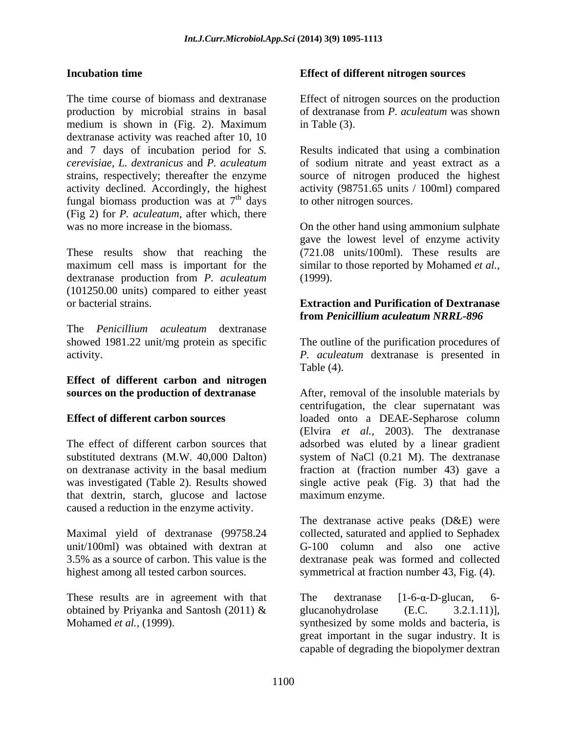### Incubation time

The time course of biomass and dextranase production by microbial strains in basal medium is shown in (Fig. 2). Maximum dextranase activity was reached after 10, 10 and 7 days of incubation period for *S. cerevisiae*, *L. dextranicus* and *P. aculeatum* strains, respectively; thereafter the enzyme activity declined. Accordingly, the highest fungal biomass production was at $7^{th}$ days (Fig 2) for *P. aculeatum*, after which, there was no more increase in the biomass.

These results show that reaching the maximum cell mass is important for the dextranase production from *P. aculeatum* (101250.00 units) compared to either yeast or bacterial strains.

The *Penicillium aculeatum* dextranase showed 1981.22 unit/mg protein as specific activity.

### Effect of different carbon and nitrogen sources on the production of dextranase

### Effect of different carbon sources

The effect of different carbon sources that substituted dextrans (M.W. 40,000 Dalton) on dextranase activity in the basal medium was investigated (Table 2). Results showed that dextrin, starch, glucose and lactose caused a reduction in the enzyme activity.

Maximal yield of dextranase (99758.24 unit/100ml) was obtained with dextran at 3.5% as a source of carbon. This value is the highest among all tested carbon sources.

These results are in agreement with that obtained by Priyanka and Santosh (2011) & Mohamed *et al.,* (1999).

### Effect of different nitrogen sources

Effect of nitrogen sources on the production of dextranase from *P. aculeatum* was shown in Table (3).

Results indicated that using a combination of sodium nitrate and yeast extract as a source of nitrogen produced the highest activity (98751.65 units / 100ml) compared to other nitrogen sources.

On the other hand using ammonium sulphate gave the lowest level of enzyme activity (721.08 units/100ml). These results are similar to those reported by Mohamed *et al.,* (1999).

### Extraction and Purification of Dextranase from *Penicillium aculeatum NRRL-896*

The outline of the purification procedures of *P. aculeatum* dextranase is presented in Table (4).

After, removal of the insoluble materials by centrifugation, the clear supernatant was loaded onto a DEAE-Sepharose column (Elvira *et al.,* 2003). The dextranase adsorbed was eluted by a linear gradient system of NaCl (0.21 M). The dextranase fraction at (fraction number 43) gave a single active peak (Fig. 3) that had the maximum enzyme.

The dextranase active peaks (D&E) were collected, saturated and applied to Sephadex G-100 column and also one active dextranase peak was formed and collected symmetrical at fraction number 43, Fig. (4).

The dextranase [1-6-α-D-glucan, 6-glucanohydrolase (E.C. 3.2.1.11)], synthesized by some molds and bacteria, is great important in the sugar industry. It is capable of degrading the biopolymer dextran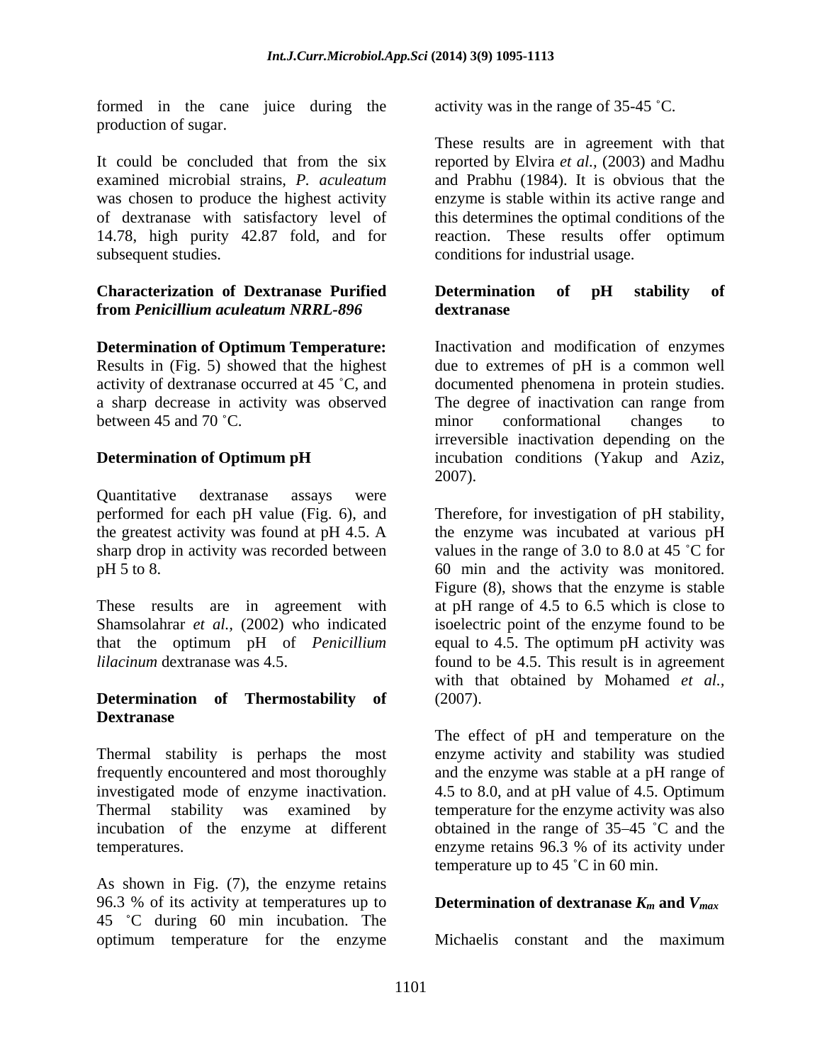formed in the cane juice during the production of sugar.

It could be concluded that from the six examined microbial strains, *P. aculeatum* was chosen to produce the highest activity of dextranase with satisfactory level of 14.78, high purity 42.87 fold, and for subsequent studies.

### Characterization of Dextranase Purified from *Penicillium aculeatum NRRL-896*

**Determination of Optimum Temperature:** Results in (Fig. 5) showed that the highest activity of dextranase occurred at 45 ˚C, and a sharp decrease in activity was observed between 45 and 70 ˚C.

### Determination of Optimum pH

Quantitative dextranase assays were performed for each pH value (Fig. 6), and the greatest activity was found at pH 4.5. A sharp drop in activity was recorded between pH 5 to 8.

These results are in agreement with Shamsolahrar *et al.,* (2002) who indicated that the optimum pH of *Penicillium lilacinum* dextranase was 4.5.

### Determination of Thermostability of Dextranase

Thermal stability is perhaps the most frequently encountered and most thoroughly investigated mode of enzyme inactivation. Thermal stability was examined by incubation of the enzyme at different temperatures.

As shown in Fig. (7), the enzyme retains 96.3 % of its activity at temperatures up to 45 ˚C during 60 min incubation. The optimum temperature for the enzyme activity was in the range of 35-45 ˚C.

These results are in agreement with that reported by Elvira *et al.,* (2003) and Madhu and Prabhu (1984). It is obvious that the enzyme is stable within its active range and this determines the optimal conditions of the reaction. These results offer optimum conditions for industrial usage.

### Determination of pH stability of dextranase

Inactivation and modification of enzymes due to extremes of pH is a common well documented phenomena in protein studies. The degree of inactivation can range from minor conformational changes to irreversible inactivation depending on the incubation conditions (Yakup and Aziz, 2007).

Therefore, for investigation of pH stability, the enzyme was incubated at various pH values in the range of 3.0 to 8.0 at 45 ˚C for 60 min and the activity was monitored. Figure (8), shows that the enzyme is stable at pH range of 4.5 to 6.5 which is close to isoelectric point of the enzyme found to be equal to 4.5. The optimum pH activity was found to be 4.5. This result is in agreement with that obtained by Mohamed *et al.,* (2007).

The effect of pH and temperature on the enzyme activity and stability was studied and the enzyme was stable at a pH range of 4.5 to 8.0, and at pH value of 4.5. Optimum temperature for the enzyme activity was also obtained in the range of 35–45 ˚C and the enzyme retains 96.3 % of its activity under temperature up to 45 ˚C in 60 min.

### Determination of dextranase $K_m$ and $V_{max}$

Michaelis constant and the maximum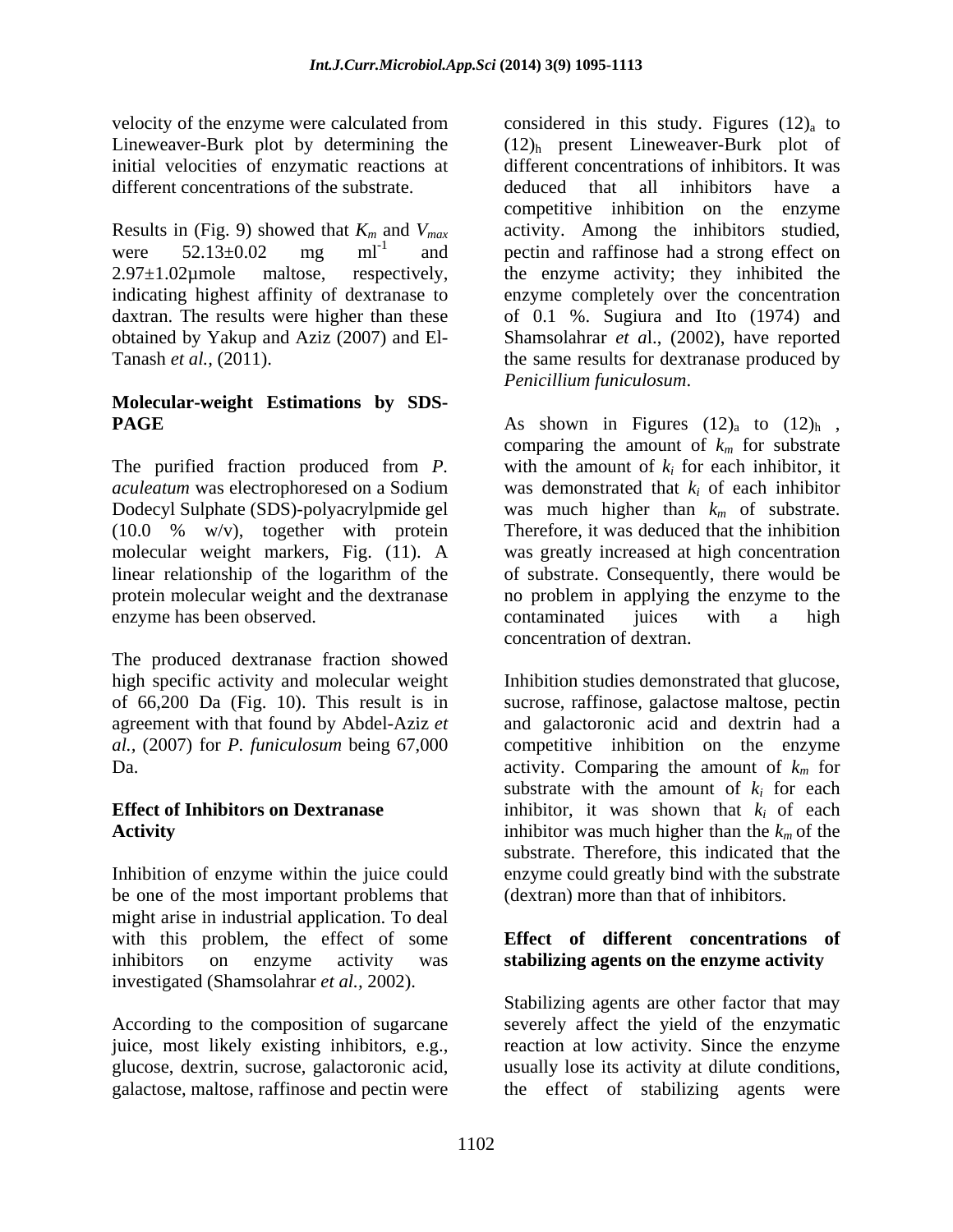velocity of the enzyme were calculated from Lineweaver-Burk plot by determining the initial velocities of enzymatic reactions at different concentrations of the substrate.

Results in (Fig. 9) showed that $K_m$ and $V_{max}$ were 52.13±0.02 mg $ml^{-1}$ and 2.97±1.02µmole maltose, respectively, indicating highest affinity of dextranase to daxtran. The results were higher than these obtained by Yakup and Aziz (2007) and El-Tanash *et al.,* (2011).

## Molecular-weight Estimations by SDS-PAGE

The purified fraction produced from *P. aculeatum* was electrophoresed on a Sodium Dodecyl Sulphate (SDS)-polyacrylpmide gel (10.0 % w/v), together with protein molecular weight markers, Fig. (11). A linear relationship of the logarithm of the protein molecular weight and the dextranase enzyme has been observed.

The produced dextranase fraction showed high specific activity and molecular weight of 66,200 Da (Fig. 10). This result is in agreement with that found by Abdel-Aziz *et al.,* (2007) for *P. funiculosum* being 67,000 Da.

## Effect of Inhibitors on Dextranase Activity

Inhibition of enzyme within the juice could be one of the most important problems that might arise in industrial application. To deal with this problem, the effect of some inhibitors on enzyme activity was investigated (Shamsolahrar *et al.,* 2002).

According to the composition of sugarcane juice, most likely existing inhibitors, e.g., glucose, dextrin, sucrose, galactoronic acid, galactose, maltose, raffinose and pectin were considered in this study. Figures $(12)_a$ to $(12)_h$ present Lineweaver-Burk plot of different concentrations of inhibitors. It was deduced that all inhibitors have a competitive inhibition on the enzyme activity. Among the inhibitors studied, pectin and raffinose had a strong effect on the enzyme activity; they inhibited the enzyme completely over the concentration of 0.1 %. Sugiura and Ito (1974) and Shamsolahrar *et a*l., (2002), have reported the same results for dextranase produced by *Penicillium funiculosum*.

As shown in Figures $(12)_a$ to $(12)_h$ , comparing the amount of $k_m$ for substrate with the amount of $k_i$ for each inhibitor, it was demonstrated that $k_i$ of each inhibitor was much higher than $k_m$ of substrate. Therefore, it was deduced that the inhibition was greatly increased at high concentration of substrate. Consequently, there would be no problem in applying the enzyme to the contaminated juices with a high concentration of dextran.

Inhibition studies demonstrated that glucose, sucrose, raffinose, galactose maltose, pectin and galactoronic acid and dextrin had a competitive inhibition on the enzyme activity. Comparing the amount of $k_m$ for substrate with the amount of $k_i$ for each inhibitor, it was shown that $k_i$ of each inhibitor was much higher than the $k_m$ of the substrate. Therefore, this indicated that the enzyme could greatly bind with the substrate (dextran) more than that of inhibitors.

## Effect of different concentrations of stabilizing agents on the enzyme activity

Stabilizing agents are other factor that may severely affect the yield of the enzymatic reaction at low activity. Since the enzyme usually lose its activity at dilute conditions, the effect of stabilizing agents were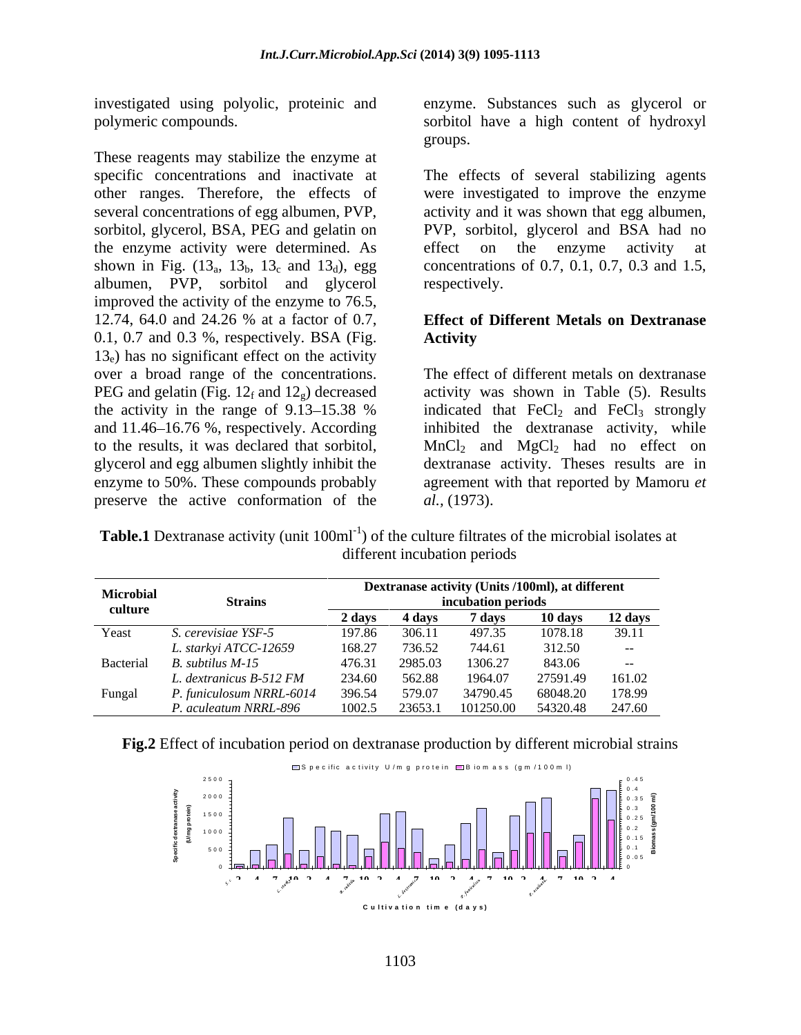investigated using polyolic, proteinic and polymeric compounds.

These reagents may stabilize the enzyme at specific concentrations and inactivate at other ranges. Therefore, the effects of several concentrations of egg albumen, PVP, sorbitol, glycerol, BSA, PEG and gelatin on the enzyme activity were determined. As shown in Fig. ($13_a$, $13_b$, $13_c$ and $13_d$), egg albumen, PVP, sorbitol and glycerol improved the activity of the enzyme to 76.5, 12.74, 64.0 and 24.26 % at a factor of 0.7, 0.1, 0.7 and 0.3 %, respectively. BSA (Fig. $13_e$) has no significant effect on the activity over a broad range of the concentrations. PEG and gelatin (Fig. $12_f$ and $12_g$) decreased the activity in the range of 9.13–15.38 % and 11.46–16.76 %, respectively. According to the results, it was declared that sorbitol, glycerol and egg albumen slightly inhibit the enzyme to 50%. These compounds probably preserve the active conformation of the enzyme. Substances such as glycerol or sorbitol have a high content of hydroxyl groups.

The effects of several stabilizing agents were investigated to improve the enzyme activity and it was shown that egg albumen, PVP, sorbitol, glycerol and BSA had no effect on the enzyme activity at concentrations of 0.7, 0.1, 0.7, 0.3 and 1.5, respectively.

## Effect of Different Metals on Dextranase Activity

The effect of different metals on dextranase activity was shown in Table (5). Results indicated that $FeCl_2$ and $FeCl_3$ strongly inhibited the dextranase activity, while $MnCl_2$ and $MgCl_2$ had no effect on dextranase activity. Theses results are in agreement with that reported by Mamoru *et al.*, (1973).

**Table.1** Dextranase activity (unit $100ml^{-1}$) of the culture filtrates of the microbial isolates at different incubation periods

| Microbial culture | Strains | Dextranase activity (Units /100ml), at different incubation periods | | | | |
|---|---|---|---|---|---|---|
| | | 2 days | 4 days | 7 days | 10 days | 12 days |
| Yeast | *S. cerevisiae YSF-5* | 197.86 | 306.11 | 497.35 | 1078.18 | 39.11 |
| | *L. starkyi ATCC-12659* | 168.27 | 736.52 | 744.61 | 312.50 | -- |
| Bacterial | *B. subtilus M-15* | 476.31 | 2985.03 | 1306.27 | 843.06 | -- |
| | *L. dextranicus B-512 FM* | 234.60 | 562.88 | 1964.07 | 27591.49 | 161.02 |
| Fungal | *P. funiculosum NRRL-6014* | 396.54 | 579.07 | 34790.45 | 68048.20 | 178.99 |
| | *P. aculeatum NRRL-896* | 1002.5 | 23653.1 | 101250.00 | 54320.48 | 247.60 |

**Fig.2** Effect of incubation period on dextranase production by different microbial strains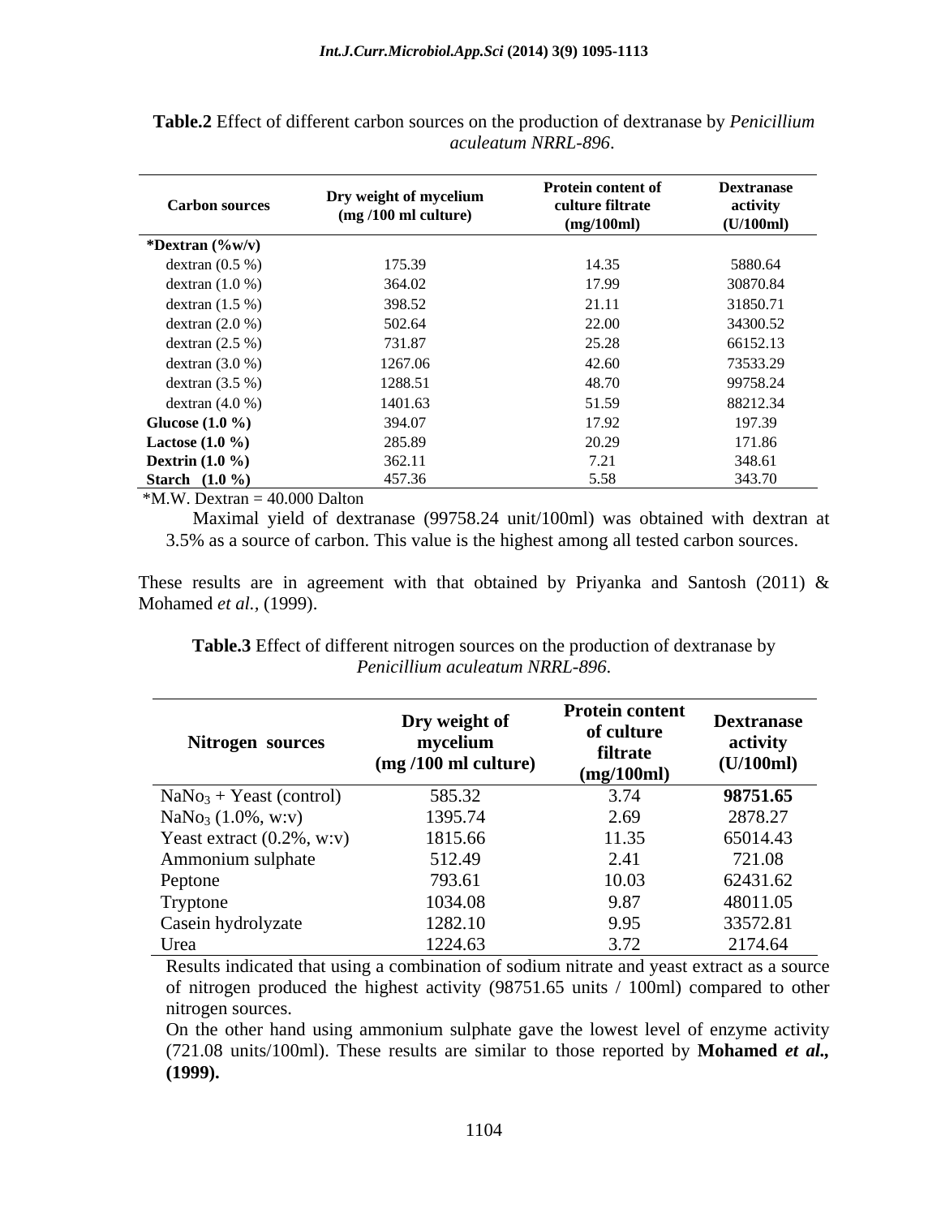**Table.2** Effect of different carbon sources on the production of dextranase by *Penicillium aculeatum NRRL-896*.

| Carbon sources | Dry weight of mycelium (mg /100 ml culture) | Protein content of culture filtrate (mg/100ml) | Dextranase activity (U/100ml) |
|---|---|---|---|
| ***Dextran (%w/v)** | | | |
| dextran (0.5 %) | 175.39 | 14.35 | 5880.64 |
| dextran (1.0 %) | 364.02 | 17.99 | 30870.84 |
| dextran (1.5 %) | 398.52 | 21.11 | 31850.71 |
| dextran (2.0 %) | 502.64 | 22.00 | 34300.52 |
| dextran (2.5 %) | 731.87 | 25.28 | 66152.13 |
| dextran (3.0 %) | 1267.06 | 42.60 | 73533.29 |
| dextran (3.5 %) | 1288.51 | 48.70 | 99758.24 |
| dextran (4.0 %) | 1401.63 | 51.59 | 88212.34 |
| **Glucose (1.0 %)** | 394.07 | 17.92 | 197.39 |
| **Lactose (1.0 %)** | 285.89 | 20.29 | 171.86 |
| **Dextrin (1.0 %)** | 362.11 | 7.21 | 348.61 |
| **Starch (1.0 %)** | 457.36 | 5.58 | 343.70 |

*M.W. Dextran = 40.000 Dalton

Maximal yield of dextranase (99758.24 unit/100ml) was obtained with dextran at 3.5% as a source of carbon. This value is the highest among all tested carbon sources.

These results are in agreement with that obtained by Priyanka and Santosh (2011) & Mohamed *et al.,* (1999).

**Table.3** Effect of different nitrogen sources on the production of dextranase by *Penicillium aculeatum NRRL-896*.

| Nitrogen sources | Dry weight of mycelium (mg /100 ml culture) | Protein content of culture filtrate (mg/100ml) | Dextranase activity (U/100ml) |
|---|---|---|---|
| $NaNo_3$ + Yeast (control) | 585.32 | 3.74 | **98751.65** |
| $NaNo_3$ (1.0%, w:v) | 1395.74 | 2.69 | 2878.27 |
| Yeast extract (0.2%, w:v) | 1815.66 | 11.35 | 65014.43 |
| Ammonium sulphate | 512.49 | 2.41 | 721.08 |
| Peptone | 793.61 | 10.03 | 62431.62 |
| Tryptone | 1034.08 | 9.87 | 48011.05 |
| Casein hydrolyzate | 1282.10 | 9.95 | 33572.81 |
| Urea | 1224.63 | 3.72 | 2174.64 |

Results indicated that using a combination of sodium nitrate and yeast extract as a source of nitrogen produced the highest activity (98751.65 units / 100ml) compared to other nitrogen sources.

On the other hand using ammonium sulphate gave the lowest level of enzyme activity (721.08 units/100ml). These results are similar to those reported by **Mohamed *et al.,* (1999).**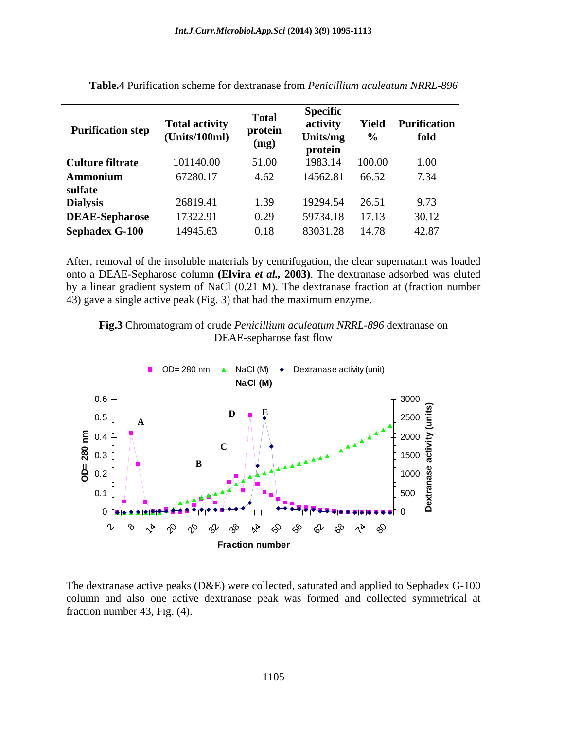**Table.4** Purification scheme for dextranase from *Penicillium aculeatum NRRL-896*

| Purification step | Total activity (Units/100ml) | Total protein (mg) | Specific activity Units/mg protein | Yield % | Purification fold |
|---|---|---|---|---|---|
| **Culture filtrate** | 101140.00 | 51.00 | 1983.14 | 100.00 | 1.00 |
| **Ammonium sulfate** | 67280.17 | 4.62 | 14562.81 | 66.52 | 7.34 |
| **Dialysis** | 26819.41 | 1.39 | 19294.54 | 26.51 | 9.73 |
| **DEAE-Sepharose** | 17322.91 | 0.29 | 59734.18 | 17.13 | 30.12 |
| **Sephadex G-100** | 14945.63 | 0.18 | 83031.28 | 14.78 | 42.87 |

After, removal of the insoluble materials by centrifugation, the clear supernatant was loaded onto a DEAE-Sepharose column **(Elvira *et al.,* 2003)**. The dextranase adsorbed was eluted by a linear gradient system of NaCl (0.21 M). The dextranase fraction at (fraction number 43) gave a single active peak (Fig. 3) that had the maximum enzyme.

**Fig.3** Chromatogram of crude *Penicillium aculeatum NRRL-896* dextranase on DEAE-sepharose fast flow

The dextranase active peaks (D&E) were collected, saturated and applied to Sephadex G-100 column and also one active dextranase peak was formed and collected symmetrical at fraction number 43, Fig. (4).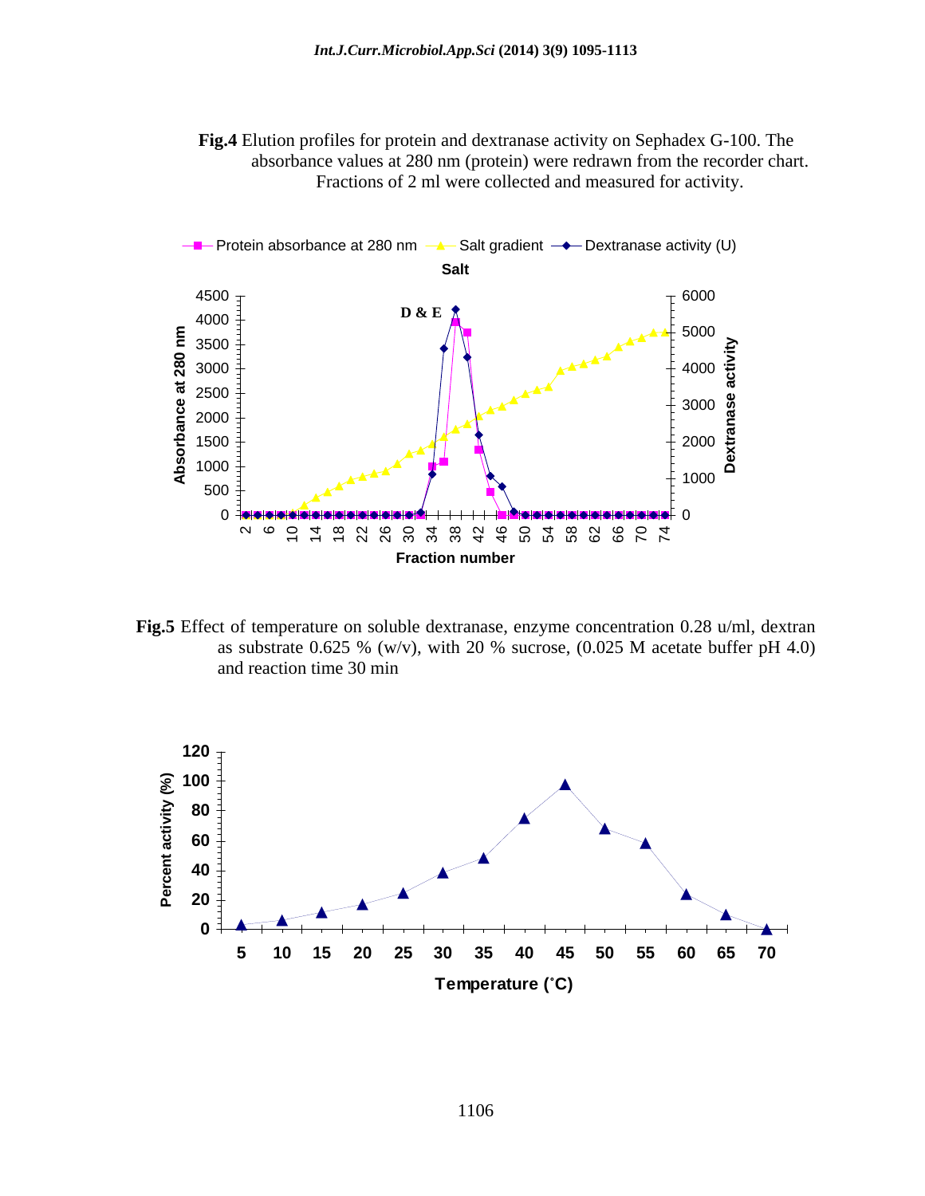**Fig.4** Elution profiles for protein and dextranase activity on Sephadex G-100. The absorbance values at 280 nm (protein) were redrawn from the recorder chart. Fractions of 2 ml were collected and measured for activity.

**Fig.5** Effect of temperature on soluble dextranase, enzyme concentration 0.28 u/ml, dextran as substrate 0.625 % (w/v), with 20 % sucrose, (0.025 M acetate buffer pH 4.0) and reaction time 30 min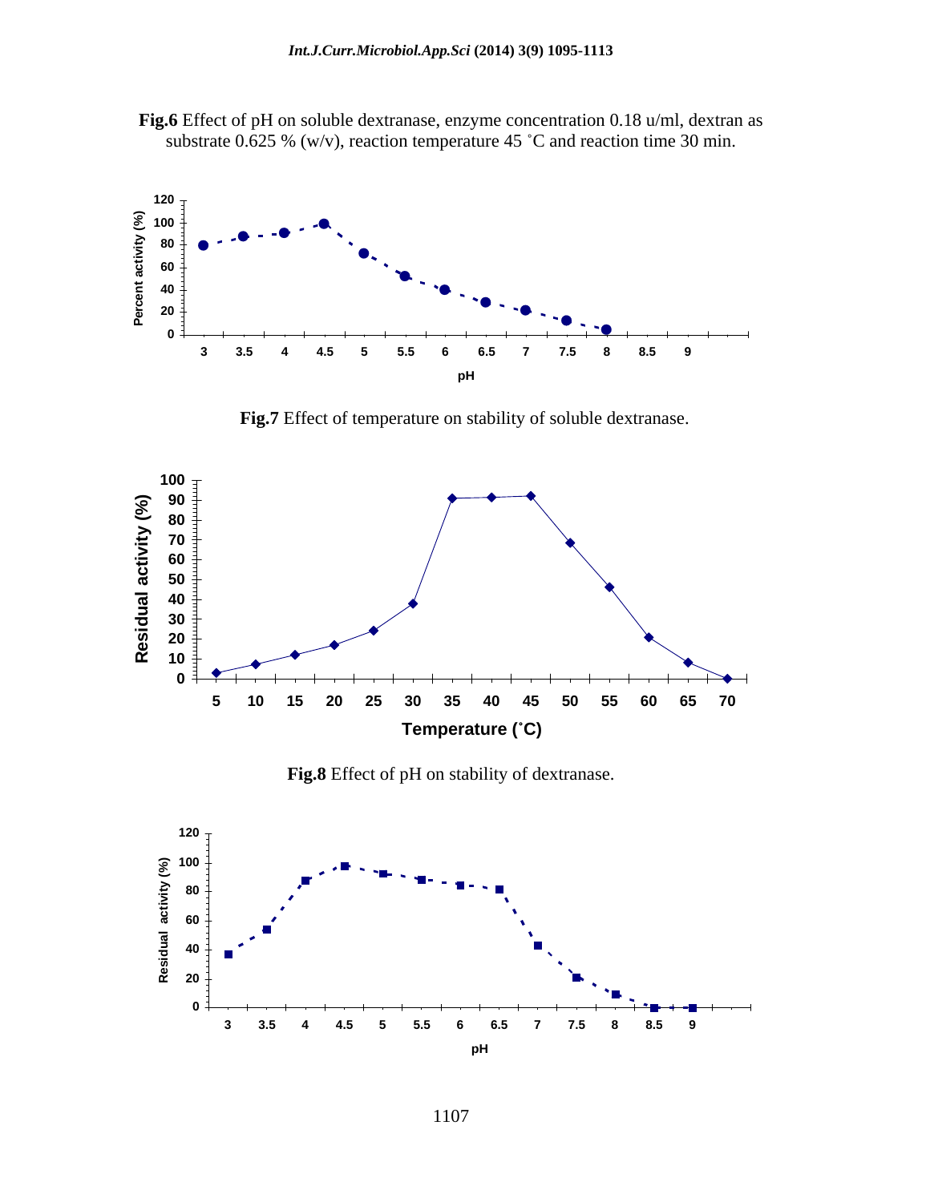**Fig.6** Effect of pH on soluble dextranase, enzyme concentration 0.18 u/ml, dextran as substrate 0.625 % (w/v), reaction temperature 45 ˚C and reaction time 30 min.

**Fig.7** Effect of temperature on stability of soluble dextranase.

**Fig.8** Effect of pH on stability of dextranase.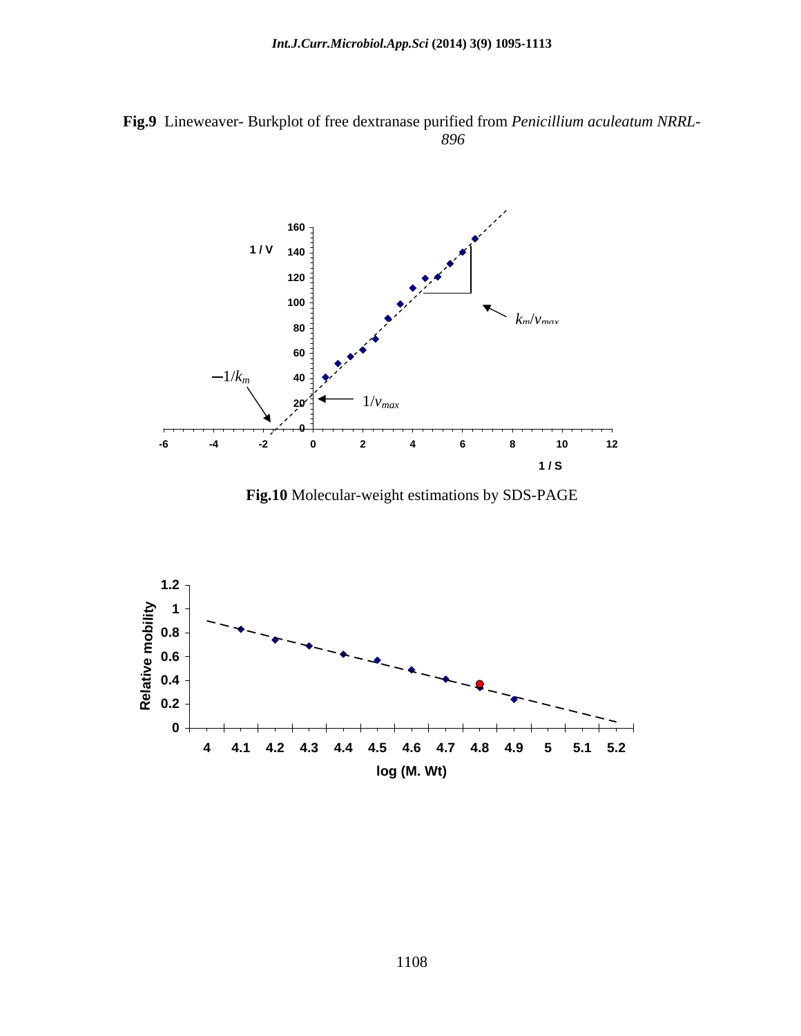**Fig.9** Lineweaver- Burkplot of free dextranase purified from *Penicillium aculeatum NRRL-896*

**Fig.10** Molecular-weight estimations by SDS-PAGE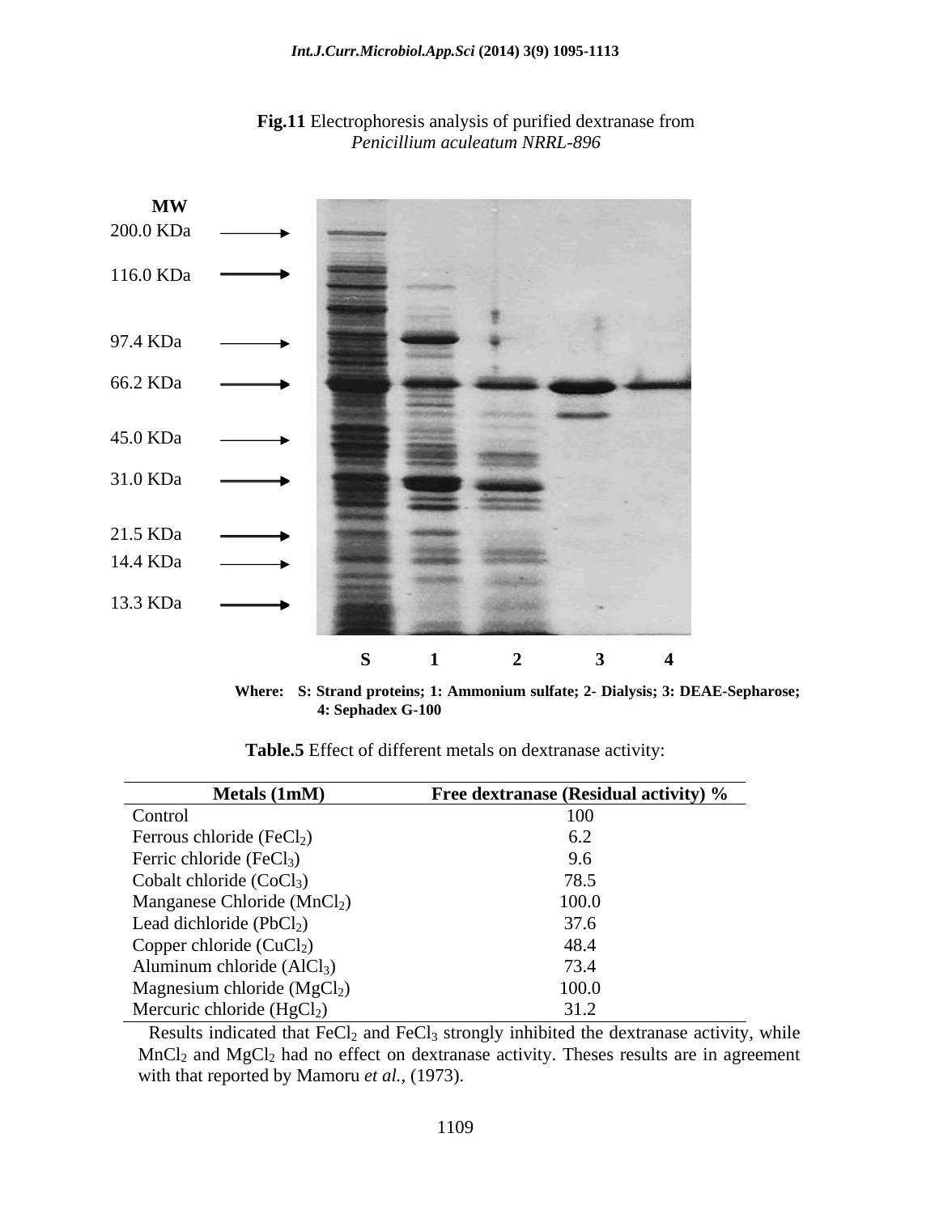**Fig.11** Electrophoresis analysis of purified dextranase from *Penicillium aculeatum NRRL-896*

MW

200.0 KDa

116.0 KDa

97.4 KDa

66.2 KDa

45.0 KDa

31.0 KDa

21.5 KDa

14.4 KDa

13.3 KDa

S 1 2 3 4

**Where: S: Strand proteins; 1: Ammonium sulfate; 2- Dialysis; 3: DEAE-Sepharose; 4: Sephadex G-100**

**Table.5** Effect of different metals on dextranase activity:

| Metals (1mM) | Free dextranase (Residual activity) % |
|---|---|
| Control | 100 |
| Ferrous chloride ($FeCl_2$) | 6.2 |
| Ferric chloride ($FeCl_3$) | 9.6 |
| Cobalt chloride ($CoCl_3$) | 78.5 |
| Manganese Chloride ($MnCl_2$) | 100.0 |
| Lead dichloride ($PbCl_2$) | 37.6 |
| Copper chloride ($CuCl_2$) | 48.4 |
| Aluminum chloride ($AlCl_3$) | 73.4 |
| Magnesium chloride ($MgCl_2$) | 100.0 |
| Mercuric chloride ($HgCl_2$) | 31.2 |

Results indicated that $FeCl_2$ and $FeCl_3$ strongly inhibited the dextranase activity, while $MnCl_2$ and $MgCl_2$ had no effect on dextranase activity. Theses results are in agreement with that reported by Mamoru *et al.*, (1973).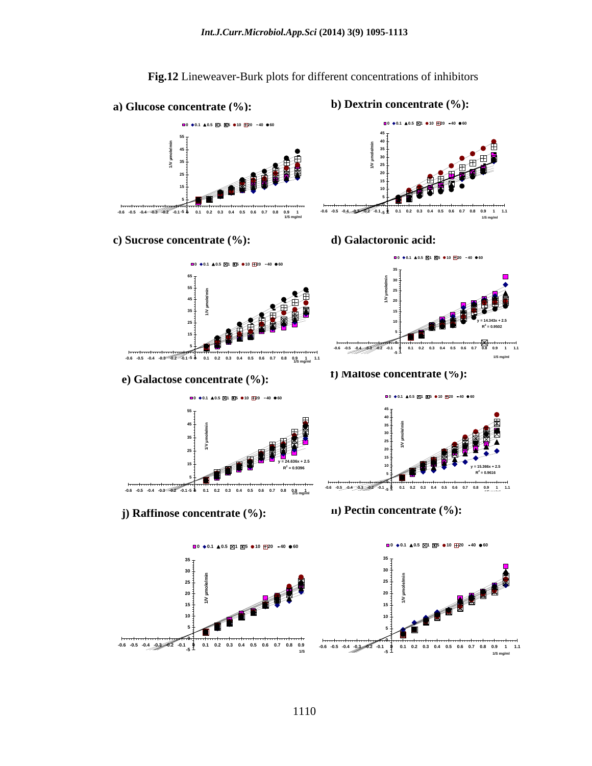**Fig.12** Lineweaver-Burk plots for different concentrations of inhibitors

**a) Glucose concentrate (%):**

**b) Dextrin concentrate (%):**

**c) Sucrose concentrate (%):**

**d) Galactoronic acid:**

**e) Galactose concentrate (%):**

**f) Maltose concentrate (%):**

**j) Raffinose concentrate (%):**

**h) Pectin concentrate (%):**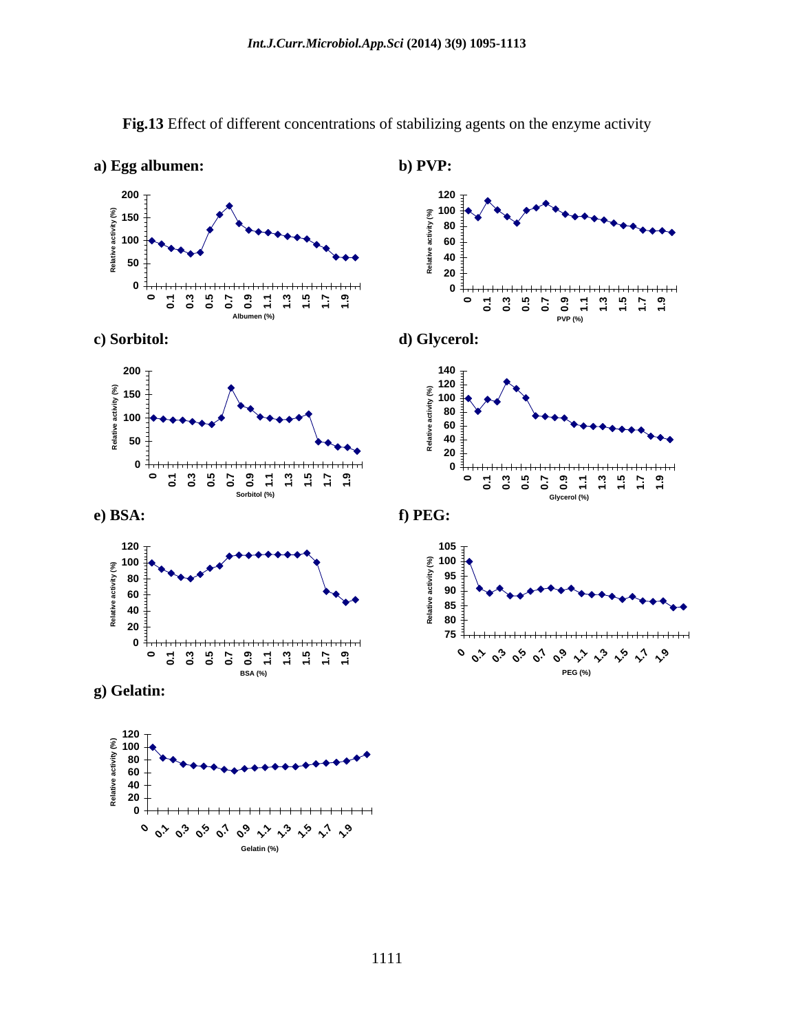**Fig.13** Effect of different concentrations of stabilizing agents on the enzyme activity

**a) Egg albumen:**

**b) PVP:**

**c) Sorbitol:**

**d) Glycerol:**

**e) BSA:**

**f) PEG:**

**g) Gelatin:**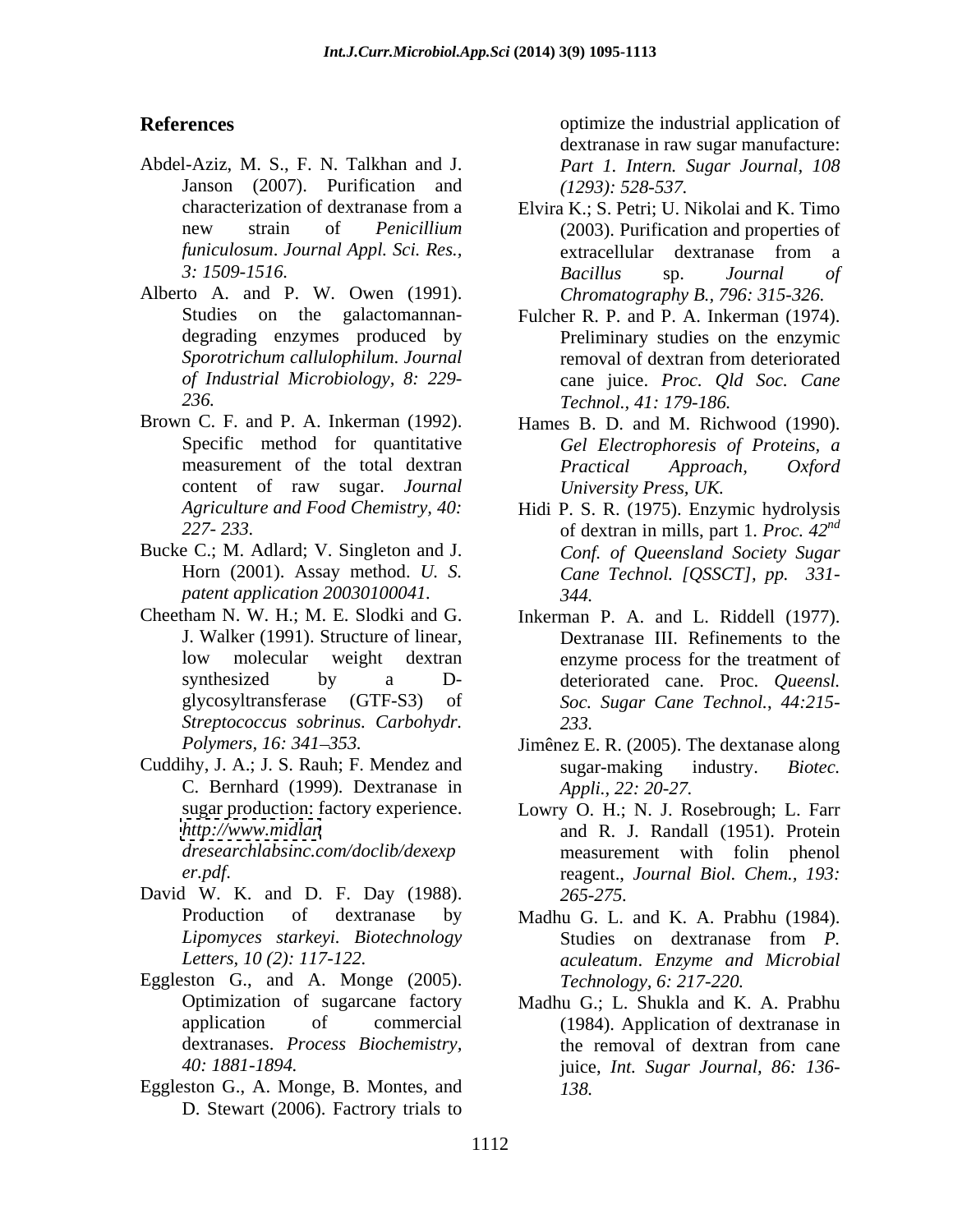## References

Abdel-Aziz, M. S., F. N. Talkhan and J. Janson (2007). Purification and characterization of dextranase from a new strain of *Penicillium funiculosum*. *Journal Appl. Sci. Res., 3: 1509-1516.*

Alberto A. and P. W. Owen (1991). Studies on the galactomannan-degrading enzymes produced by *Sporotrichum callulophilum*. *Journal of Industrial Microbiology, 8: 229-236.*

Brown C. F. and P. A. Inkerman (1992). Specific method for quantitative measurement of the total dextran content of raw sugar. *Journal Agriculture and Food Chemistry, 40: 227- 233.*

Bucke C.; M. Adlard; V. Singleton and J. Horn (2001). Assay method. *U. S. patent application 20030100041.*

Cheetham N. W. H.; M. E. Slodki and G. J. Walker (1991). Structure of linear, low molecular weight dextran synthesized by a D-glycosyltransferase (GTF-S3) of *Streptococcus sobrinus. Carbohydr. Polymers, 16: 341–353.*

Cuddihy, J. A.; J. S. Rauh; F. Mendez and C. Bernhard (1999). Dextranase in sugar production: factory experience. *http://www.midlandresearchlabsinc.com/doclib/dexexper.pdf.*

David W. K. and D. F. Day (1988). Production of dextranase by *Lipomyces starkeyi. Biotechnology Letters, 10 (2): 117-122.*

Eggleston G., and A. Monge (2005). Optimization of sugarcane factory application of commercial dextranases. *Process Biochemistry, 40: 1881-1894.*

Eggleston G., A. Monge, B. Montes, and D. Stewart (2006). Factrory trials to optimize the industrial application of dextranase in raw sugar manufacture: *Part 1. Intern. Sugar Journal, 108 (1293): 528-537.*

Elvira K.; S. Petri; U. Nikolai and K. Timo (2003). Purification and properties of extracellular dextranase from a *Bacillus* sp. *Journal of Chromatography B., 796: 315-326.*

Fulcher R. P. and P. A. Inkerman (1974). Preliminary studies on the enzymic removal of dextran from deteriorated cane juice. *Proc. Qld Soc. Cane Technol., 41: 179-186.*

Hames B. D. and M. Richwood (1990). *Gel Electrophoresis of Proteins, a Practical Approach, Oxford University Press, UK.*

Hidi P. S. R. (1975). Enzymic hydrolysis of dextran in mills, part 1. *Proc. 42nd Conf. of Queensland Society Sugar Cane Technol. [QSSCT], pp. 331-344.*

Inkerman P. A. and L. Riddell (1977). Dextranase III. Refinements to the enzyme process for the treatment of deteriorated cane. Proc. *Queensl. Soc. Sugar Cane Technol., 44:215-233.*

Jimênez E. R. (2005). The dextanase along sugar-making industry. *Biotec. Appli., 22: 20-27.*

Lowry O. H.; N. J. Rosebrough; L. Farr and R. J. Randall (1951). Protein measurement with folin phenol reagent., *Journal Biol. Chem., 193: 265-275.*

Madhu G. L. and K. A. Prabhu (1984). Studies on dextranase from *P. aculeatum*. *Enzyme and Microbial Technology, 6: 217-220.*

Madhu G.; L. Shukla and K. A. Prabhu (1984). Application of dextranase in the removal of dextran from cane juice, *Int. Sugar Journal, 86: 136-138.*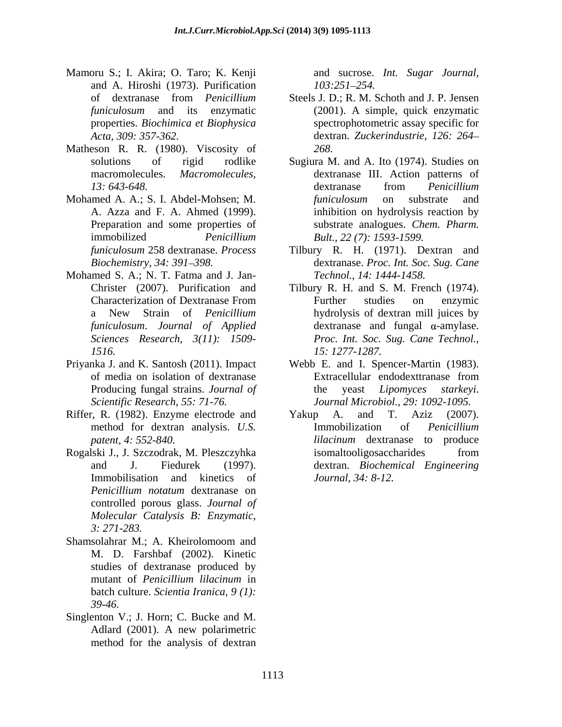Mamoru S.; I. Akira; O. Taro; K. Kenji and A. Hiroshi (1973). Purification of dextranase from *Penicillium funiculosum* and its enzymatic properties. *Biochimica et Biophysica Acta, 309: 357-362.*

Matheson R. R. (1980). Viscosity of solutions of rigid rodlike macromolecules. *Macromolecules, 13: 643-648.*

Mohamed A. A.; S. I. Abdel-Mohsen; M. A. Azza and F. A. Ahmed (1999). Preparation and some properties of immobilized *Penicillium funiculosum* 258 dextranase. *Process Biochemistry, 34: 391–398.*

Mohamed S. A.; N. T. Fatma and J. Jan-Christer (2007). Purification and Characterization of Dextranase From a New Strain of *Penicillium funiculosum*. *Journal of Applied Sciences Research, 3(11): 1509-1516.*

Priyanka J. and K. Santosh (2011). Impact of media on isolation of dextranase Producing fungal strains. *Journal of Scientific Research, 55: 71-76.*

Riffer, R. (1982). Enzyme electrode and method for dextran analysis. *U.S. patent, 4: 552-840.*

Rogalski J., J. Szczodrak, M. Pleszczyhka and J. Fiedurek (1997). Immobilisation and kinetics of *Penicillium notatum* dextranase on controlled porous glass. *Journal of Molecular Catalysis B: Enzymatic, 3: 271-283.*

Shamsolahrar M.; A. Kheirolomoom and M. D. Farshbaf (2002). Kinetic studies of dextranase produced by mutant of *Penicillium lilacinum* in batch culture. *Scientia Iranica, 9 (1): 39-46.*

Singlenton V.; J. Horn; C. Bucke and M. Adlard (2001). A new polarimetric method for the analysis of dextran and sucrose. *Int. Sugar Journal, 103:251–254.*

Steels J. D.; R. M. Schoth and J. P. Jensen (2001). A simple, quick enzymatic spectrophotometric assay specific for dextran. *Zuckerindustrie, 126: 264–268.*

Sugiura M. and A. Ito (1974). Studies on dextranase III. Action patterns of dextranase from *Penicillium funiculosum* on substrate and inhibition on hydrolysis reaction by substrate analogues. *Chem. Pharm. Bult., 22 (7): 1593-1599.*

Tilbury R. H. (1971). Dextran and dextranase. *Proc. Int. Soc. Sug. Cane Technol., 14: 1444-1458.*

Tilbury R. H. and S. M. French (1974). Further studies on enzymic hydrolysis of dextran mill juices by dextranase and fungal $\alpha$-amylase. *Proc. Int. Soc. Sug. Cane Technol., 15: 1277-1287.*

Webb E. and I. Spencer-Martin (1983). Extracellular endodexttranase from the yeast *Lipomyces starkeyi*. *Journal Microbiol., 29: 1092-1095.*

Yakup A. and T. Aziz (2007). Immobilization of *Penicillium lilacinum* dextranase to produce isomaltooligosaccharides from dextran. *Biochemical Engineering Journal, 34: 8-12.*